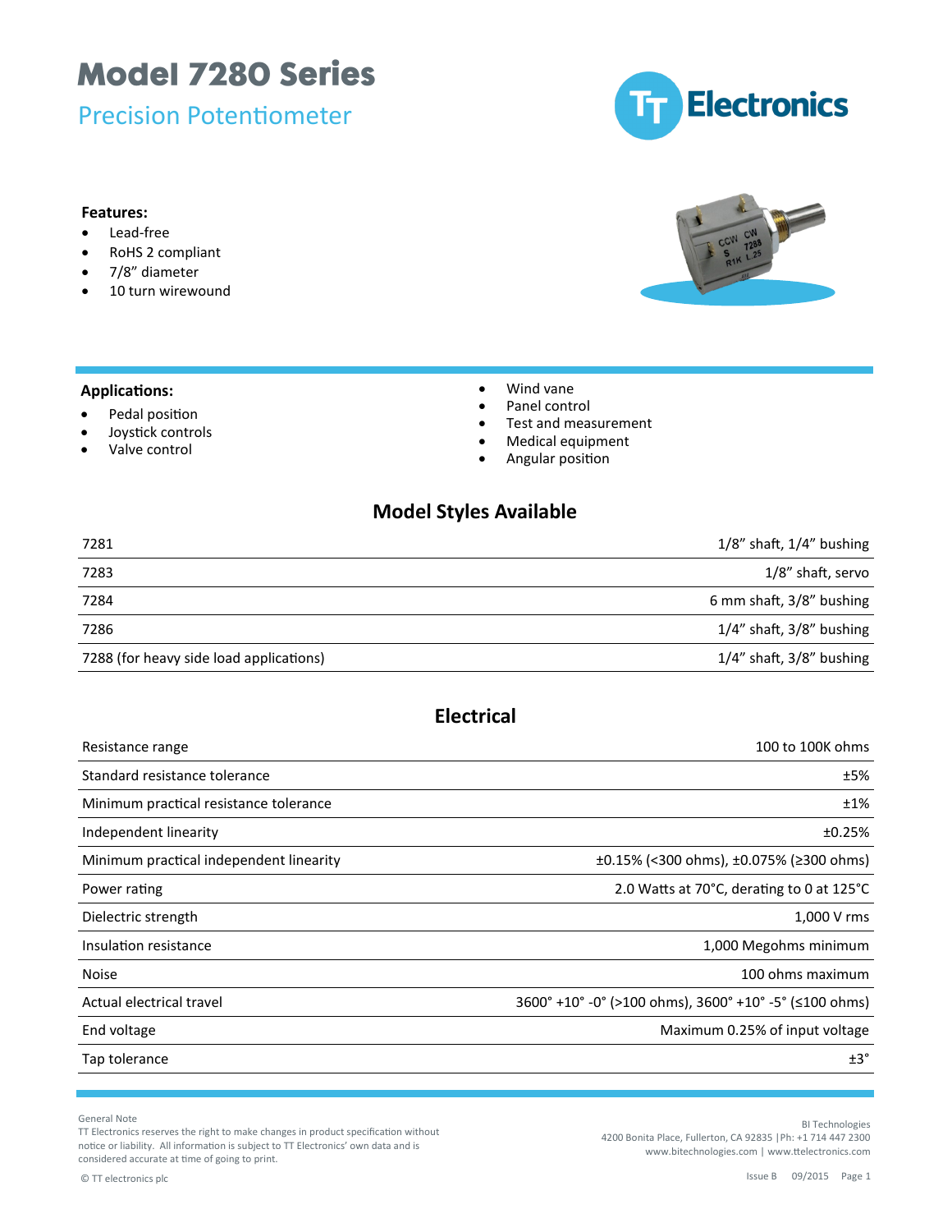# Model 7280 Series

## Precision Potentiometer

**Features:**

- Lead-free
- RoHS 2 compliant
- 7/8" diameter
- 10 turn wirewound

**Applications:**

- Pedal position
- Joystick controls
- Valve control
- Wind vane
- Panel control
- Test and measurement
- Medical equipment
- Angular position

## Model Styles Available

| | |
|---|---|
| 7281 | 1/8" shaft, 1/4" bushing |
| 7283 | 1/8" shaft, servo |
| 7284 | 6 mm shaft, 3/8" bushing |
| 7286 | 1/4" shaft, 3/8" bushing |
| 7288 (for heavy side load applications) | 1/4" shaft, 3/8" bushing |

## Electrical

| | |
|---|---|
| Resistance range | 100 to 100K ohms |
| Standard resistance tolerance | ±5% |
| Minimum practical resistance tolerance | ±1% |
| Independent linearity | ±0.25% |
| Minimum practical independent linearity | ±0.15% (<300 ohms), ±0.075% (≥300 ohms) |
| Power rating | 2.0 Watts at 70°C, derating to 0 at 125°C |
| Dielectric strength | 1,000 V rms |
| Insulation resistance | 1,000 Megohms minimum |
| Noise | 100 ohms maximum |
| Actual electrical travel | 3600° +10° -0° (>100 ohms), 3600° +10° -5° (≤100 ohms) |
| End voltage | Maximum 0.25% of input voltage |
| Tap tolerance | ±3° |

General Note
TT Electronics reserves the right to make changes in product specification without notice or liability. All information is subject to TT Electronics' own data and is considered accurate at time of going to print.

© TT electronics plc

BI Technologies
4200 Bonita Place, Fullerton, CA 92835 | Ph: +1 714 447 2300
www.bitechnologies.com | www.ttelectronics.com

Issue B 09/2015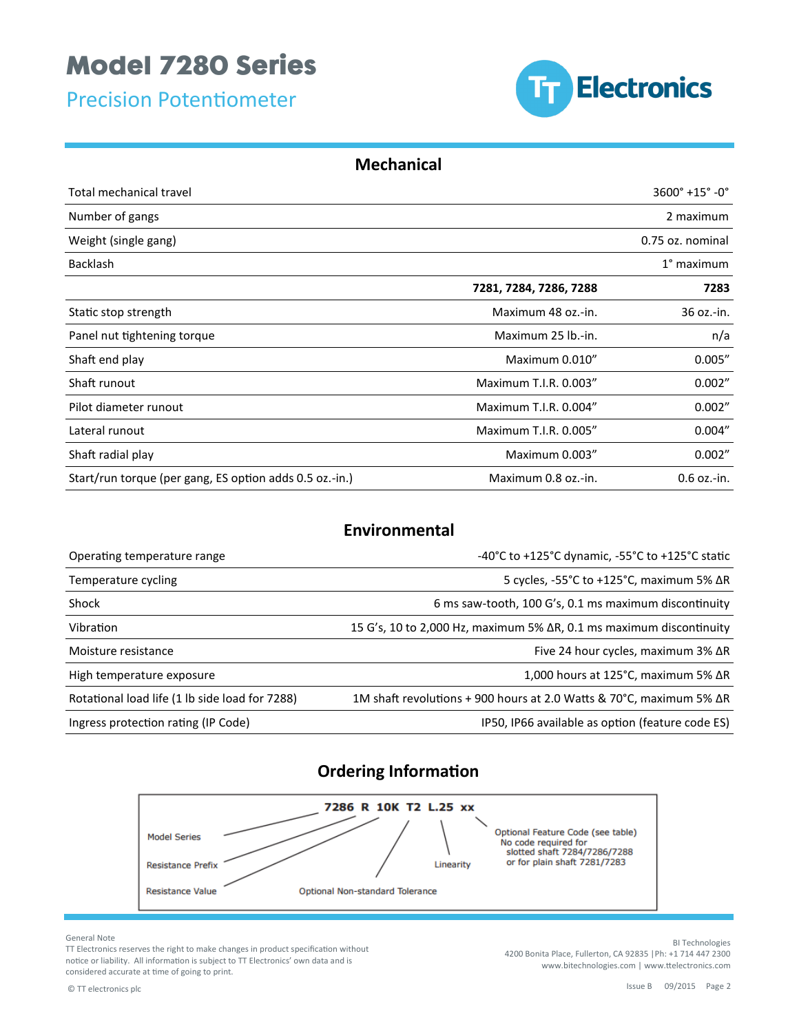# Model 7280 Series

## Precision Potentiometer

### Mechanical

| | | |
|---|---|---|
| Total mechanical travel | | 3600° +15° -0° |
| Number of gangs | | 2 maximum |
| Weight (single gang) | | 0.75 oz. nominal |
| Backlash | | 1° maximum |
| | **7281, 7284, 7286, 7288** | **7283** |
| Static stop strength | Maximum 48 oz.-in. | 36 oz.-in. |
| Panel nut tightening torque | Maximum 25 lb.-in. | n/a |
| Shaft end play | Maximum 0.010" | 0.005" |
| Shaft runout | Maximum T.I.R. 0.003" | 0.002" |
| Pilot diameter runout | Maximum T.I.R. 0.004" | 0.002" |
| Lateral runout | Maximum T.I.R. 0.005" | 0.004" |
| Shaft radial play | Maximum 0.003" | 0.002" |
| Start/run torque (per gang, ES option adds 0.5 oz.-in.) | Maximum 0.8 oz.-in. | 0.6 oz.-in. |

### Environmental

| | |
|---|---|
| Operating temperature range | -40°C to +125°C dynamic, -55°C to +125°C static |
| Temperature cycling | 5 cycles, -55°C to +125°C, maximum 5% ΔR |
| Shock | 6 ms saw-tooth, 100 G's, 0.1 ms maximum discontinuity |
| Vibration | 15 G's, 10 to 2,000 Hz, maximum 5% ΔR, 0.1 ms maximum discontinuity |
| Moisture resistance | Five 24 hour cycles, maximum 3% ΔR |
| High temperature exposure | 1,000 hours at 125°C, maximum 5% ΔR |
| Rotational load life (1 lb side load for 7288) | 1M shaft revolutions + 900 hours at 2.0 Watts & 70°C, maximum 5% ΔR |
| Ingress protection rating (IP Code) | IP50, IP66 available as option (feature code ES) |

### Ordering Information

**7286 R 10K T2 L.25 xx**

- 7286 — Model Series
- R — Resistance Prefix
- 10K — Resistance Value
- T2 — Optional Non-standard Tolerance
- L.25 — Linearity
- xx — Optional Feature Code (see table). No code required for slotted shaft 7284/7286/7288 or for plain shaft 7281/7283

General Note
TT Electronics reserves the right to make changes in product specification without notice or liability. All information is subject to TT Electronics' own data and is considered accurate at time of going to print.

© TT electronics plc

BI Technologies
4200 Bonita Place, Fullerton, CA 92835 | Ph: +1 714 447 2300
www.bitechnologies.com | www.ttelectronics.com

Issue B 09/2015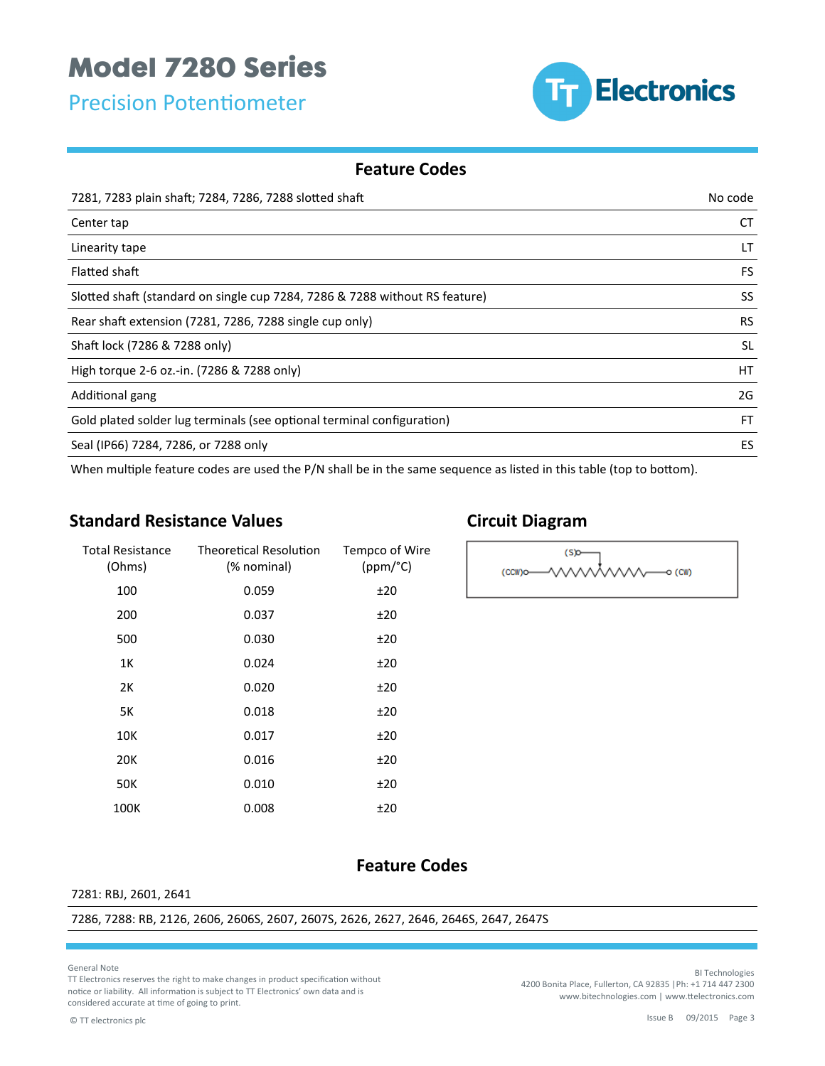# Model 7280 Series

## Precision Potentiometer

### Feature Codes

| Feature | Code |
|---|---|
| 7281, 7283 plain shaft; 7284, 7286, 7288 slotted shaft | No code |
| Center tap | CT |
| Linearity tape | LT |
| Flatted shaft | FS |
| Slotted shaft (standard on single cup 7284, 7286 & 7288 without RS feature) | SS |
| Rear shaft extension (7281, 7286, 7288 single cup only) | RS |
| Shaft lock (7286 & 7288 only) | SL |
| High torque 2-6 oz.-in. (7286 & 7288 only) | HT |
| Additional gang | 2G |
| Gold plated solder lug terminals (see optional terminal configuration) | FT |
| Seal (IP66) 7284, 7286, or 7288 only | ES |

When multiple feature codes are used the P/N shall be in the same sequence as listed in this table (top to bottom).

### Standard Resistance Values

| Total Resistance (Ohms) | Theoretical Resolution (% nominal) | Tempco of Wire (ppm/°C) |
|---|---|---|
| 100 | 0.059 | ±20 |
| 200 | 0.037 | ±20 |
| 500 | 0.030 | ±20 |
| 1K | 0.024 | ±20 |
| 2K | 0.020 | ±20 |
| 5K | 0.018 | ±20 |
| 10K | 0.017 | ±20 |
| 20K | 0.016 | ±20 |
| 50K | 0.010 | ±20 |
| 100K | 0.008 | ±20 |

### Circuit Diagram

(CCW) — (S) — (CW)

### Feature Codes

7281: RBJ, 2601, 2641

7286, 7288: RB, 2126, 2606, 2606S, 2607, 2607S, 2626, 2627, 2646, 2646S, 2647, 2647S

General Note
TT Electronics reserves the right to make changes in product specification without notice or liability. All information is subject to TT Electronics' own data and is considered accurate at time of going to print.

© TT electronics plc

BI Technologies
4200 Bonita Place, Fullerton, CA 92835 | Ph: +1 714 447 2300
www.bitechnologies.com | www.ttelectronics.com

Issue B 09/2015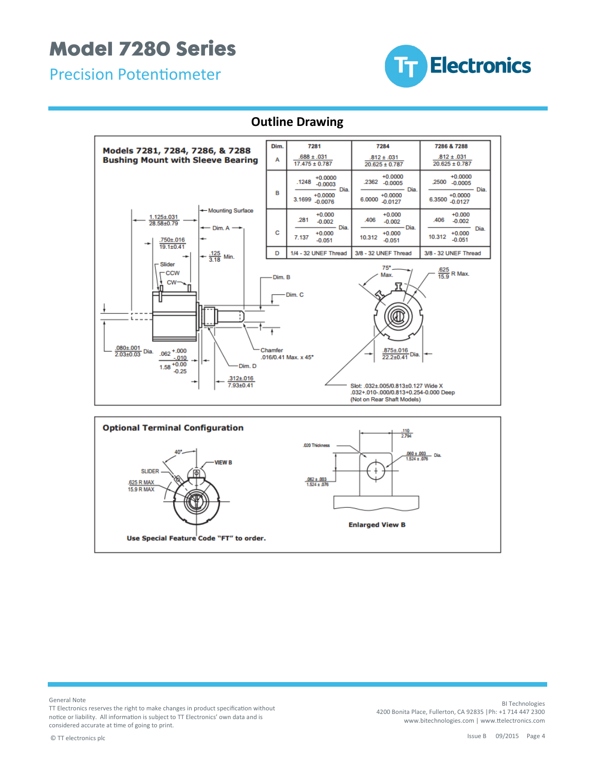# Model 7280 Series

Precision Potentiometer

## Outline Drawing

**Models 7281, 7284, 7286, & 7288**
**Bushing Mount with Sleeve Bearing**

| Dim. | 7281 | 7284 | 7286 & 7288 |
|---|---|---|---|
| A | .688 ± .031 / 17.475 ± 0.787 | .812 ± .031 / 20.625 ± 0.787 | .812 ± .031 / 20.625 ± 0.787 |
| B | .1248 +0.0000 -0.0003 / 3.1699 +0.0000 -0.0076 Dia. | .2362 +0.0000 -0.0005 / 6.0000 +0.0000 -0.0127 Dia. | .2500 +0.0000 -0.0005 / 6.3500 +0.0000 -0.0127 Dia. |
| C | .281 +0.000 -0.002 / 7.137 +0.000 -0.051 Dia. | .406 +0.000 -0.002 / 10.312 +0.000 -0.051 Dia. | .406 +0.000 -0.002 / 10.312 +0.000 -0.051 Dia. |
| D | 1/4 - 32 UNEF Thread | 3/8 - 32 UNEF Thread | 3/8 - 32 UNEF Thread |

Mounting Surface
1.125±.031 / 28.58±0.79
Dim. A
.750±.016 / 19.1±0.41
.125 / 3.18 Min.
Slider
CCW
CW
Dim. B
Dim. C
.080±.001 / 2.03±0.03 Dia.
.062 +.000 -.010 / 1.58 +0.00 -0.25
Chamfer .016/0.41 Max. x 45°
Dim. D
.312±.016 / 7.93±0.41
75° Max.
.625 / 15.9 R Max.
.875±.016 / 22.2±0.41 Dia.
Slot: .032±.005/0.813±0.127 Wide X .032+.010-.000/0.813+0.254-0.000 Deep (Not on Rear Shaft Models)

**Optional Terminal Configuration**

40°
VIEW B
SLIDER
.625 R MAX / 15.9 R MAX

**Use Special Feature Code "FT" to order.**

.020 Thickness
.110 / 2.794
.060 ± .003 / 1.524 ± .076 Dia.
.062 ± .003 / 1.524 ± .076

**Enlarged View B**

General Note
TT Electronics reserves the right to make changes in product specification without notice or liability. All information is subject to TT Electronics' own data and is considered accurate at time of print.

BI Technologies
4200 Bonita Place, Fullerton, CA 92835 | Ph: +1 714 447 2300
www.bitechnologies.com | www.ttelectronics.com

© TT electronics plc

Issue B 09/2015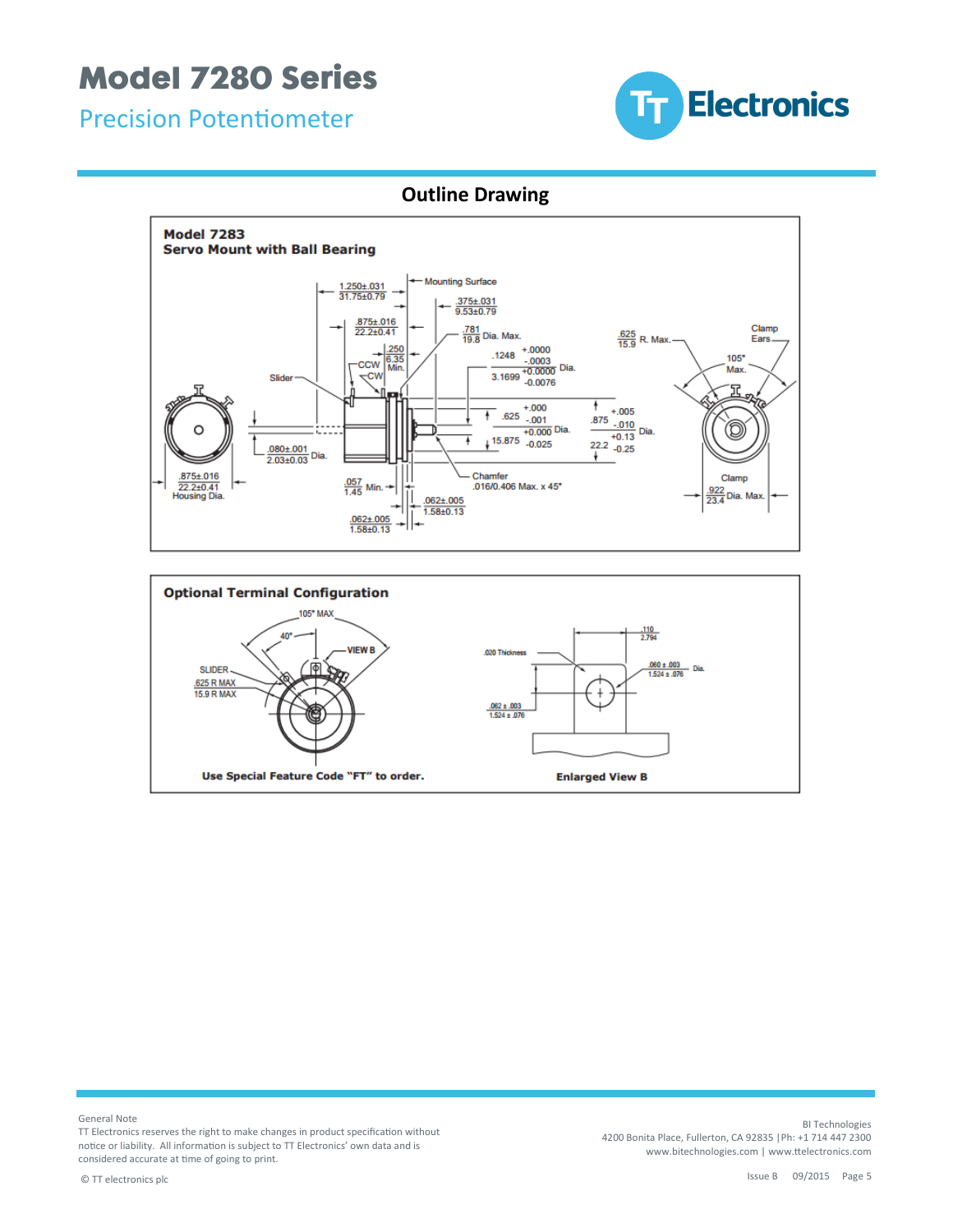## Outline Drawing

**Model 7283**
**Servo Mount with Ball Bearing**

1.250±.031
31.75±0.79

Mounting Surface

.375±.031
9.53±0.79

.875±.016
22.2±0.41

.781
19.8 Dia. Max.

.250
6.35
Min.

CCW
CW

Slider

.1248 +.0000 -.0003
3.1699 +0.0000 -0.0076 Dia.

.625
15.9 R. Max.

Clamp Ears

105° Max.

.625 +.000 -.001
15.875 +0.000 -0.025 Dia.

.875 +.005 -.010
22.2 +0.13 -0.25 Dia.

.080±.001
2.03±0.03 Dia.

.875±.016
22.2±0.41
Housing Dia.

.057
1.45 Min.

Chamfer
.016/0.406 Max. x 45°

.062±.005
1.58±0.13

.062±.005
1.58±0.13

Clamp
.922
23.4 Dia. Max.

**Optional Terminal Configuration**

105° MAX

40°

VIEW B

SLIDER

.625 R MAX
15.9 R MAX

.020 Thickness

.110
2.794

.060 ± .003
1.524 ± .076 Dia.

.062 ± .003
1.524 ± .076

**Use Special Feature Code "FT" to order.**

**Enlarged View B**

General Note
TT Electronics reserves the right to make changes in product specification without notice or liability. All information is subject to TT Electronics' own data and is considered accurate at time of going to print.

© TT electronics plc

BI Technologies
4200 Bonita Place, Fullerton, CA 92835 |Ph: +1 714 447 2300
www.bitechnologies.com | www.ttelectronics.com

Issue B 09/2015